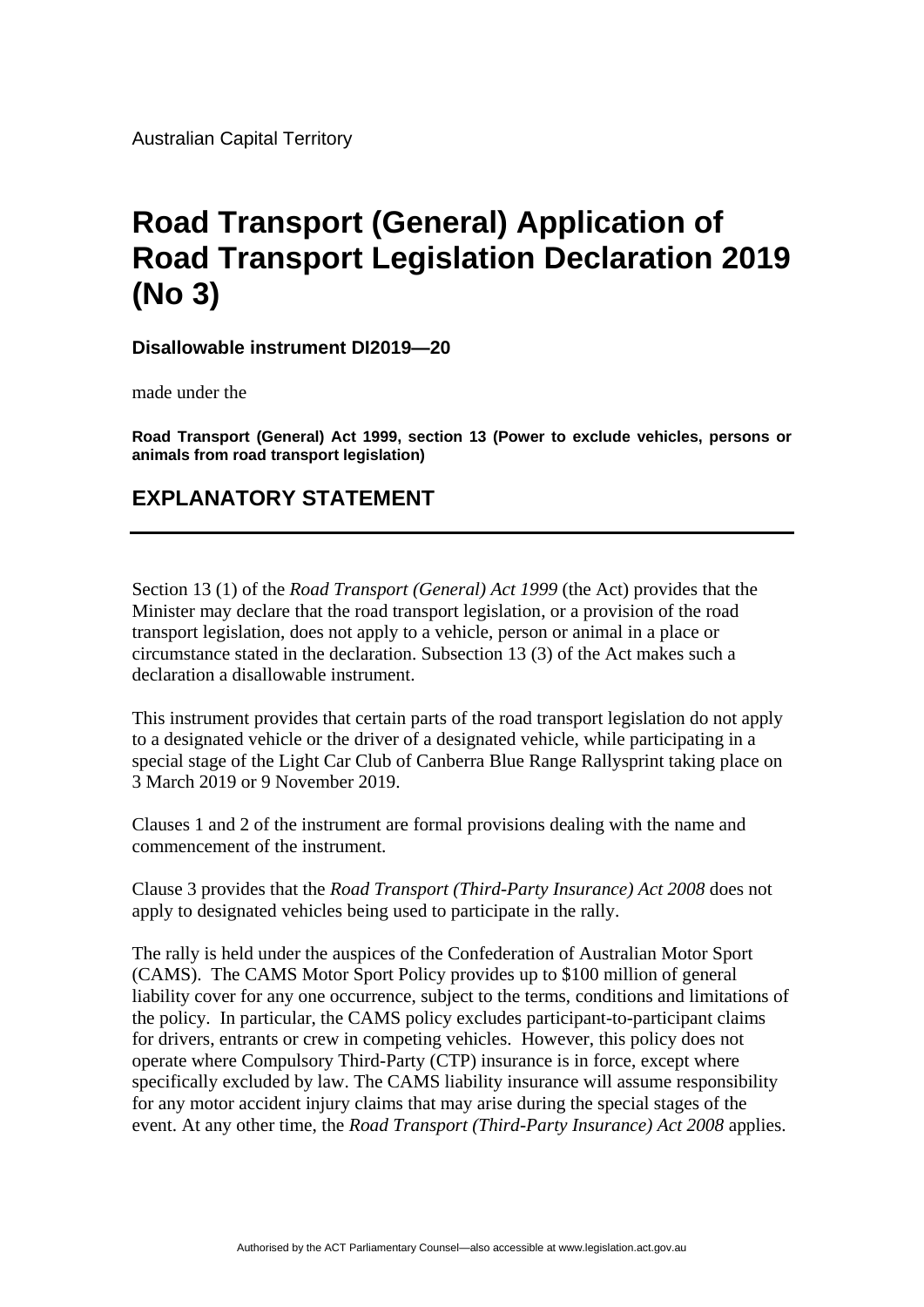Australian Capital Territory

# Road Transport (General) Application of Road Transport Legislation Declaration 2019 (No 3)

**Disallowable instrument DI2019—20**

made under the

**Road Transport (General) Act 1999, section 13 (Power to exclude vehicles, persons or animals from road transport legislation)**

## EXPLANATORY STATEMENT

---

Section 13 (1) of the *Road Transport (General) Act 1999* (the Act) provides that the Minister may declare that the road transport legislation, or a provision of the road transport legislation, does not apply to a vehicle, person or animal in a place or circumstance stated in the declaration. Subsection 13 (3) of the Act makes such a declaration a disallowable instrument.

This instrument provides that certain parts of the road transport legislation do not apply to a designated vehicle or the driver of a designated vehicle, while participating in a special stage of the Light Car Club of Canberra Blue Range Rallysprint taking place on 3 March 2019 or 9 November 2019.

Clauses 1 and 2 of the instrument are formal provisions dealing with the name and commencement of the instrument.

Clause 3 provides that the *Road Transport (Third-Party Insurance) Act 2008* does not apply to designated vehicles being used to participate in the rally.

The rally is held under the auspices of the Confederation of Australian Motor Sport (CAMS). The CAMS Motor Sport Policy provides up to $100 million of general liability cover for any one occurrence, subject to the terms, conditions and limitations of the policy. In particular, the CAMS policy excludes participant-to-participant claims for drivers, entrants or crew in competing vehicles. However, this policy does not operate where Compulsory Third-Party (CTP) insurance is in force, except where specifically excluded by law. The CAMS liability insurance will assume responsibility for any motor accident injury claims that may arise during the special stages of the event. At any other time, the *Road Transport (Third-Party Insurance) Act 2008* applies.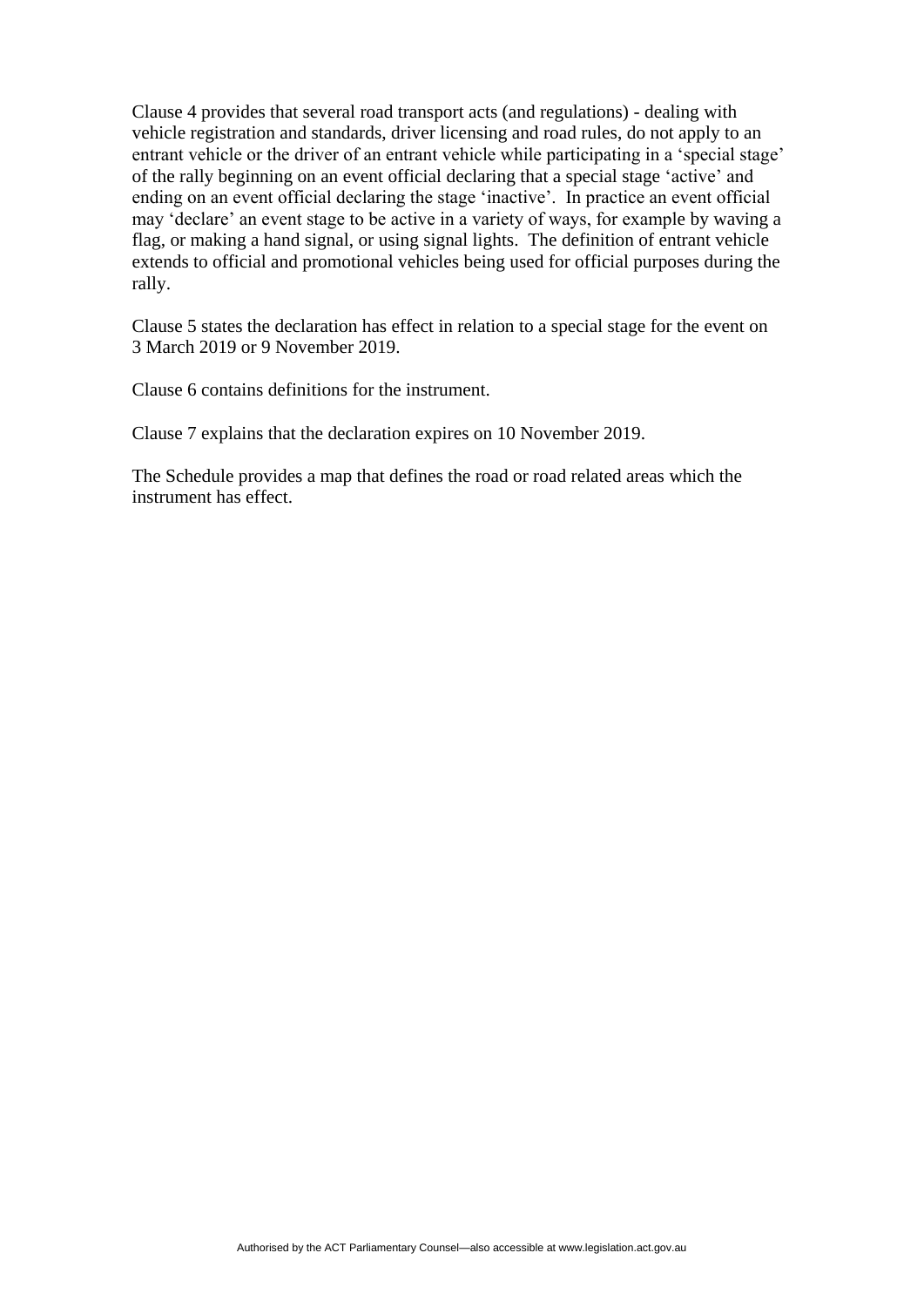Clause 4 provides that several road transport acts (and regulations) - dealing with vehicle registration and standards, driver licensing and road rules, do not apply to an entrant vehicle or the driver of an entrant vehicle while participating in a 'special stage' of the rally beginning on an event official declaring that a special stage 'active' and ending on an event official declaring the stage 'inactive'. In practice an event official may 'declare' an event stage to be active in a variety of ways, for example by waving a flag, or making a hand signal, or using signal lights. The definition of entrant vehicle extends to official and promotional vehicles being used for official purposes during the rally.

Clause 5 states the declaration has effect in relation to a special stage for the event on 3 March 2019 or 9 November 2019.

Clause 6 contains definitions for the instrument.

Clause 7 explains that the declaration expires on 10 November 2019.

The Schedule provides a map that defines the road or road related areas which the instrument has effect.